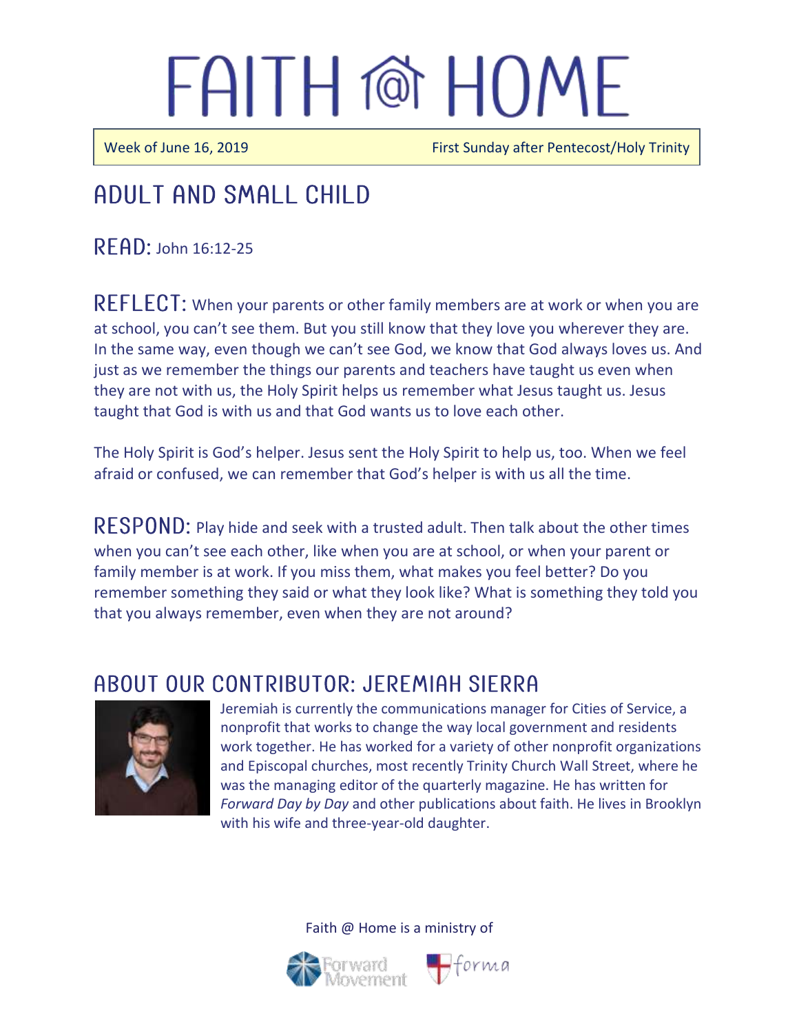# FAITH @ HOME

Week of June 16, 2019 | First Sunday after Pentecost/Holy Trinity

## ADULT AND SMALL CHILD

**READ:** John 16:12-25

**REFLECT:** When your parents or other family members are at work or when you are at school, you can't see them. But you still know that they love you wherever they are. In the same way, even though we can't see God, we know that God always loves us. And just as we remember the things our parents and teachers have taught us even when they are not with us, the Holy Spirit helps us remember what Jesus taught us. Jesus taught that God is with us and that God wants us to love each other.

The Holy Spirit is God's helper. Jesus sent the Holy Spirit to help us, too. When we feel afraid or confused, we can remember that God's helper is with us all the time.

**RESPOND:** Play hide and seek with a trusted adult. Then talk about the other times when you can't see each other, like when you are at school, or when your parent or family member is at work. If you miss them, what makes you feel better? Do you remember something they said or what they look like? What is something they told you that you always remember, even when they are not around?

## ABOUT OUR CONTRIBUTOR: JEREMIAH SIERRA

Jeremiah is currently the communications manager for Cities of Service, a nonprofit that works to change the way local government and residents work together. He has worked for a variety of other nonprofit organizations and Episcopal churches, most recently Trinity Church Wall Street, where he was the managing editor of the quarterly magazine. He has written for *Forward Day by Day* and other publications about faith. He lives in Brooklyn with his wife and three-year-old daughter.

Faith @ Home is a ministry of Forward Movement and forma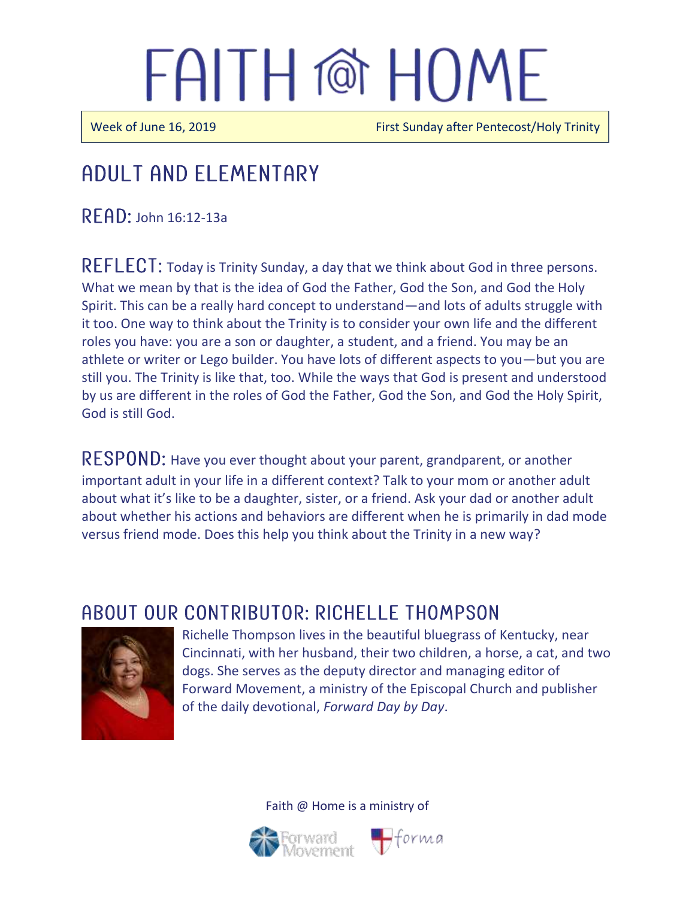# FAITH @ HOME

Week of June 16, 2019 — First Sunday after Pentecost/Holy Trinity

## ADULT AND ELEMENTARY

**READ:** John 16:12-13a

**REFLECT:** Today is Trinity Sunday, a day that we think about God in three persons. What we mean by that is the idea of God the Father, God the Son, and God the Holy Spirit. This can be a really hard concept to understand—and lots of adults struggle with it too. One way to think about the Trinity is to consider your own life and the different roles you have: you are a son or daughter, a student, and a friend. You may be an athlete or writer or Lego builder. You have lots of different aspects to you—but you are still you. The Trinity is like that, too. While the ways that God is present and understood by us are different in the roles of God the Father, God the Son, and God the Holy Spirit, God is still God.

**RESPOND:** Have you ever thought about your parent, grandparent, or another important adult in your life in a different context? Talk to your mom or another adult about what it's like to be a daughter, sister, or a friend. Ask your dad or another adult about whether his actions and behaviors are different when he is primarily in dad mode versus friend mode. Does this help you think about the Trinity in a new way?

## ABOUT OUR CONTRIBUTOR: RICHELLE THOMPSON

Richelle Thompson lives in the beautiful bluegrass of Kentucky, near Cincinnati, with her husband, their two children, a horse, a cat, and two dogs. She serves as the deputy director and managing editor of Forward Movement, a ministry of the Episcopal Church and publisher of the daily devotional, *Forward Day by Day*.

Faith @ Home is a ministry of Forward Movement and forma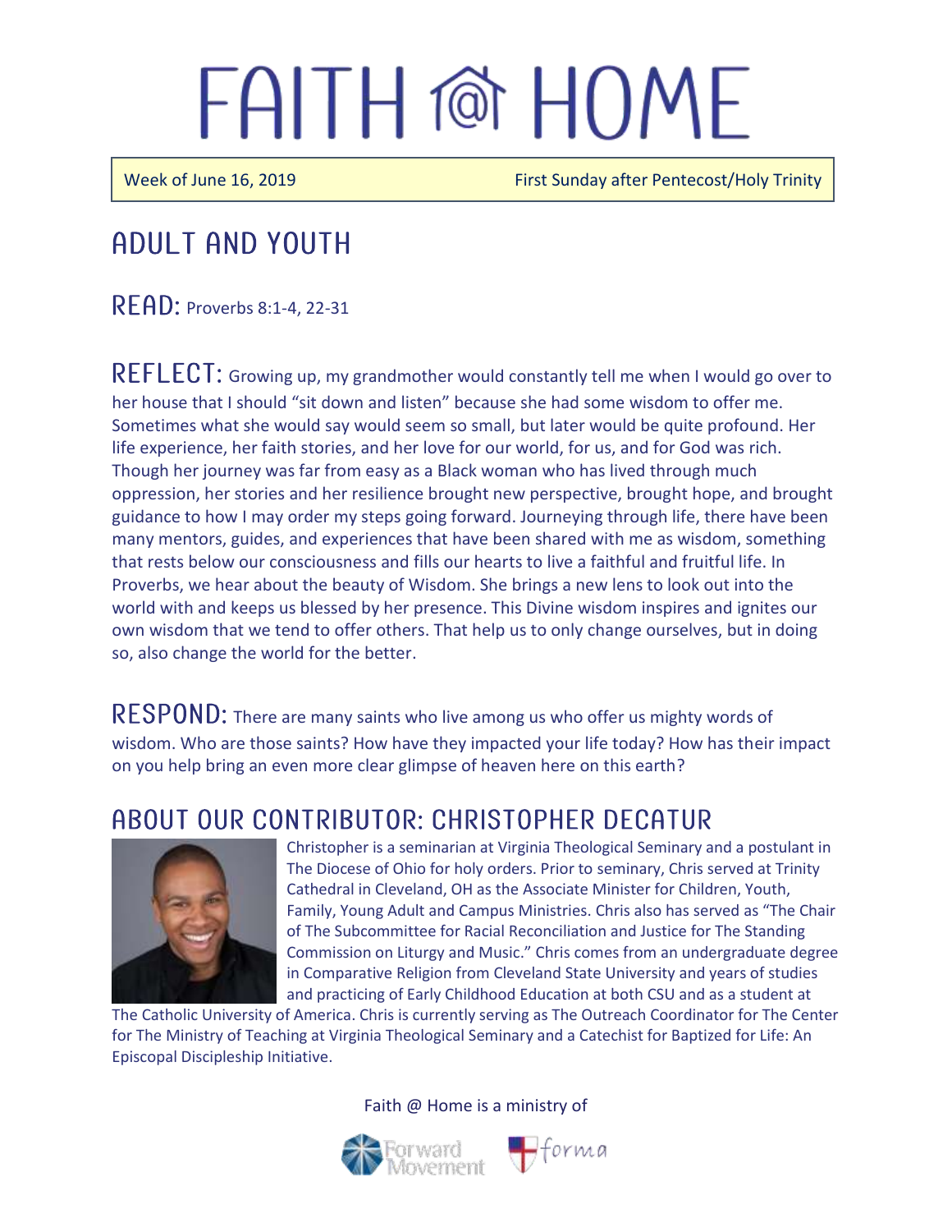# FAITH @ HOME

Week of June 16, 2019 | First Sunday after Pentecost/Holy Trinity

## ADULT AND YOUTH

**READ:** Proverbs 8:1-4, 22-31

**REFLECT:** Growing up, my grandmother would constantly tell me when I would go over to her house that I should "sit down and listen" because she had some wisdom to offer me. Sometimes what she would say would seem so small, but later would be quite profound. Her life experience, her faith stories, and her love for our world, for us, and for God was rich. Though her journey was far from easy as a Black woman who has lived through much oppression, her stories and her resilience brought new perspective, brought hope, and brought guidance to how I may order my steps going forward. Journeying through life, there have been many mentors, guides, and experiences that have been shared with me as wisdom, something that rests below our consciousness and fills our hearts to live a faithful and fruitful life. In Proverbs, we hear about the beauty of Wisdom. She brings a new lens to look out into the world with and keeps us blessed by her presence. This Divine wisdom inspires and ignites our own wisdom that we tend to offer others. That help us to only change ourselves, but in doing so, also change the world for the better.

**RESPOND:** There are many saints who live among us who offer us mighty words of wisdom. Who are those saints? How have they impacted your life today? How has their impact on you help bring an even more clear glimpse of heaven here on this earth?

## ABOUT OUR CONTRIBUTOR: CHRISTOPHER DECATUR

Christopher is a seminarian at Virginia Theological Seminary and a postulant in The Diocese of Ohio for holy orders. Prior to seminary, Chris served at Trinity Cathedral in Cleveland, OH as the Associate Minister for Children, Youth, Family, Young Adult and Campus Ministries. Chris also has served as "The Chair of The Subcommittee for Racial Reconciliation and Justice for The Standing Commission on Liturgy and Music." Chris comes from an undergraduate degree in Comparative Religion from Cleveland State University and years of studies and practicing of Early Childhood Education at both CSU and as a student at The Catholic University of America. Chris is currently serving as The Outreach Coordinator for The Center for The Ministry of Teaching at Virginia Theological Seminary and a Catechist for Baptized for Life: An Episcopal Discipleship Initiative.

Faith @ Home is a ministry of Forward Movement and forma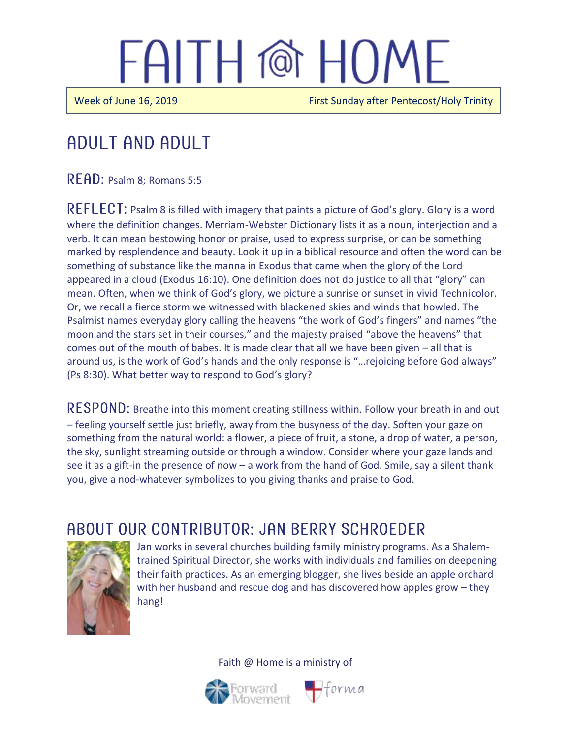# FAITH @ HOME

Week of June 16, 2019 First Sunday after Pentecost/Holy Trinity

## ADULT AND ADULT

**READ:** Psalm 8; Romans 5:5

**REFLECT:** Psalm 8 is filled with imagery that paints a picture of God's glory. Glory is a word where the definition changes. Merriam-Webster Dictionary lists it as a noun, interjection and a verb. It can mean bestowing honor or praise, used to express surprise, or can be something marked by resplendence and beauty. Look it up in a biblical resource and often the word can be something of substance like the manna in Exodus that came when the glory of the Lord appeared in a cloud (Exodus 16:10). One definition does not do justice to all that "glory" can mean. Often, when we think of God's glory, we picture a sunrise or sunset in vivid Technicolor. Or, we recall a fierce storm we witnessed with blackened skies and winds that howled. The Psalmist names everyday glory calling the heavens "the work of God's fingers" and names "the moon and the stars set in their courses," and the majesty praised "above the heavens" that comes out of the mouth of babes. It is made clear that all we have been given – all that is around us, is the work of God's hands and the only response is "…rejoicing before God always" (Ps 8:30). What better way to respond to God's glory?

**RESPOND:** Breathe into this moment creating stillness within. Follow your breath in and out – feeling yourself settle just briefly, away from the busyness of the day. Soften your gaze on something from the natural world: a flower, a piece of fruit, a stone, a drop of water, a person, the sky, sunlight streaming outside or through a window. Consider where your gaze lands and see it as a gift-in the presence of now – a work from the hand of God. Smile, say a silent thank you, give a nod-whatever symbolizes to you giving thanks and praise to God.

## ABOUT OUR CONTRIBUTOR: JAN BERRY SCHROEDER

Jan works in several churches building family ministry programs. As a Shalem-trained Spiritual Director, she works with individuals and families on deepening their faith practices. As an emerging blogger, she lives beside an apple orchard with her husband and rescue dog and has discovered how apples grow – they hang!

Faith @ Home is a ministry of

Forward Movement forma